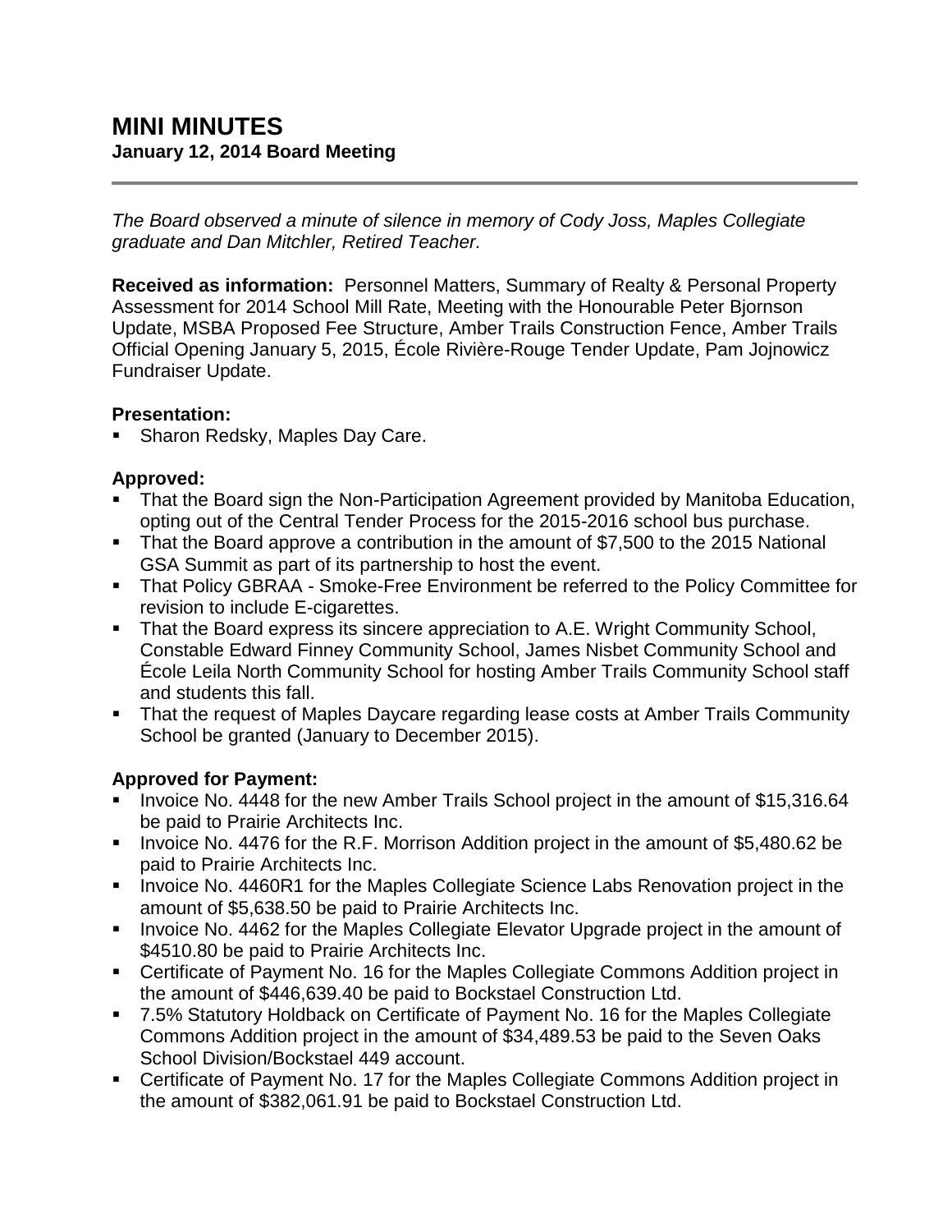# MINI MINUTES

**January 12, 2014 Board Meeting**

---

*The Board observed a minute of silence in memory of Cody Joss, Maples Collegiate graduate and Dan Mitchler, Retired Teacher.*

**Received as information:** Personnel Matters, Summary of Realty & Personal Property Assessment for 2014 School Mill Rate, Meeting with the Honourable Peter Bjornson Update, MSBA Proposed Fee Structure, Amber Trails Construction Fence, Amber Trails Official Opening January 5, 2015, École Rivière-Rouge Tender Update, Pam Jojnowicz Fundraiser Update.

**Presentation:**

- Sharon Redsky, Maples Day Care.

**Approved:**

- That the Board sign the Non-Participation Agreement provided by Manitoba Education, opting out of the Central Tender Process for the 2015-2016 school bus purchase.
- That the Board approve a contribution in the amount of $7,500 to the 2015 National GSA Summit as part of its partnership to host the event.
- That Policy GBRAA - Smoke-Free Environment be referred to the Policy Committee for revision to include E-cigarettes.
- That the Board express its sincere appreciation to A.E. Wright Community School, Constable Edward Finney Community School, James Nisbet Community School and École Leila North Community School for hosting Amber Trails Community School staff and students this fall.
- That the request of Maples Daycare regarding lease costs at Amber Trails Community School be granted (January to December 2015).

**Approved for Payment:**

- Invoice No. 4448 for the new Amber Trails School project in the amount of $15,316.64 be paid to Prairie Architects Inc.
- Invoice No. 4476 for the R.F. Morrison Addition project in the amount of $5,480.62 be paid to Prairie Architects Inc.
- Invoice No. 4460R1 for the Maples Collegiate Science Labs Renovation project in the amount of $5,638.50 be paid to Prairie Architects Inc.
- Invoice No. 4462 for the Maples Collegiate Elevator Upgrade project in the amount of $4510.80 be paid to Prairie Architects Inc.
- Certificate of Payment No. 16 for the Maples Collegiate Commons Addition project in the amount of $446,639.40 be paid to Bockstael Construction Ltd.
- 7.5% Statutory Holdback on Certificate of Payment No. 16 for the Maples Collegiate Commons Addition project in the amount of $34,489.53 be paid to the Seven Oaks School Division/Bockstael 449 account.
- Certificate of Payment No. 17 for the Maples Collegiate Commons Addition project in the amount of $382,061.91 be paid to Bockstael Construction Ltd.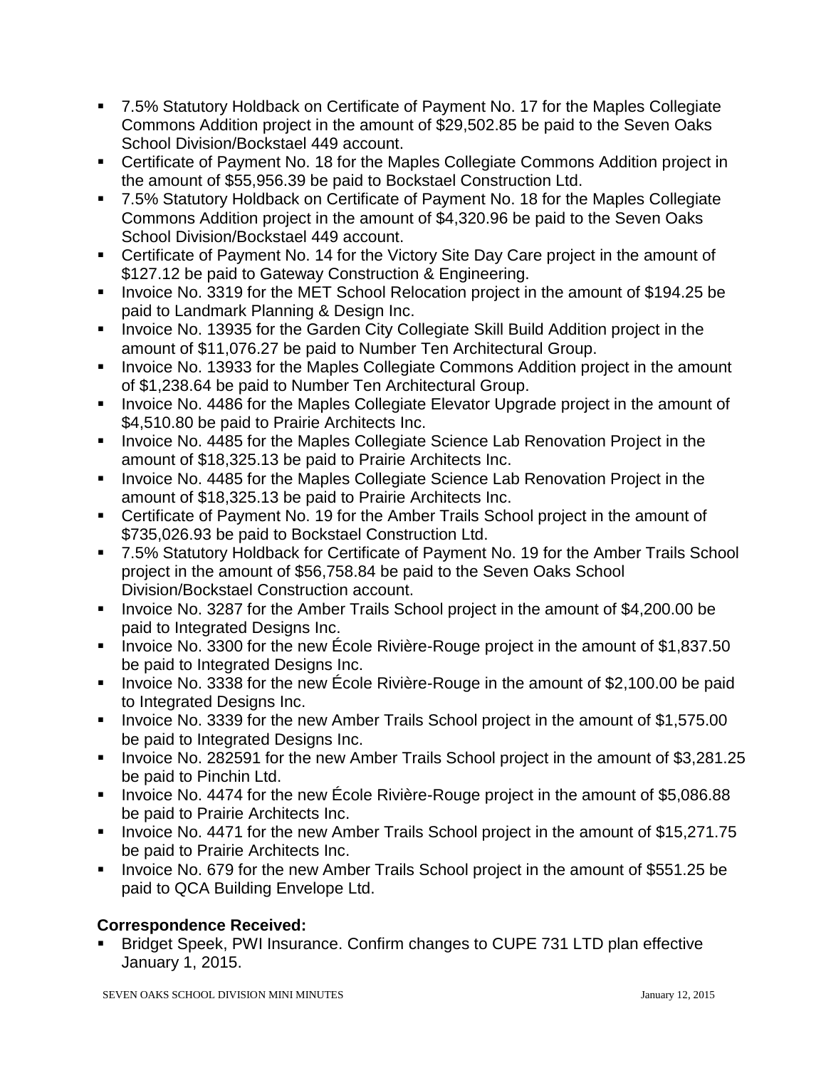- 7.5% Statutory Holdback on Certificate of Payment No. 17 for the Maples Collegiate Commons Addition project in the amount of $29,502.85 be paid to the Seven Oaks School Division/Bockstael 449 account.
- Certificate of Payment No. 18 for the Maples Collegiate Commons Addition project in the amount of $55,956.39 be paid to Bockstael Construction Ltd.
- 7.5% Statutory Holdback on Certificate of Payment No. 18 for the Maples Collegiate Commons Addition project in the amount of $4,320.96 be paid to the Seven Oaks School Division/Bockstael 449 account.
- Certificate of Payment No. 14 for the Victory Site Day Care project in the amount of $127.12 be paid to Gateway Construction & Engineering.
- Invoice No. 3319 for the MET School Relocation project in the amount of $194.25 be paid to Landmark Planning & Design Inc.
- Invoice No. 13935 for the Garden City Collegiate Skill Build Addition project in the amount of $11,076.27 be paid to Number Ten Architectural Group.
- Invoice No. 13933 for the Maples Collegiate Commons Addition project in the amount of $1,238.64 be paid to Number Ten Architectural Group.
- Invoice No. 4486 for the Maples Collegiate Elevator Upgrade project in the amount of $4,510.80 be paid to Prairie Architects Inc.
- Invoice No. 4485 for the Maples Collegiate Science Lab Renovation Project in the amount of $18,325.13 be paid to Prairie Architects Inc.
- Invoice No. 4485 for the Maples Collegiate Science Lab Renovation Project in the amount of $18,325.13 be paid to Prairie Architects Inc.
- Certificate of Payment No. 19 for the Amber Trails School project in the amount of $735,026.93 be paid to Bockstael Construction Ltd.
- 7.5% Statutory Holdback for Certificate of Payment No. 19 for the Amber Trails School project in the amount of $56,758.84 be paid to the Seven Oaks School Division/Bockstael Construction account.
- Invoice No. 3287 for the Amber Trails School project in the amount of $4,200.00 be paid to Integrated Designs Inc.
- Invoice No. 3300 for the new École Rivière-Rouge project in the amount of $1,837.50 be paid to Integrated Designs Inc.
- Invoice No. 3338 for the new École Rivière-Rouge in the amount of $2,100.00 be paid to Integrated Designs Inc.
- Invoice No. 3339 for the new Amber Trails School project in the amount of $1,575.00 be paid to Integrated Designs Inc.
- Invoice No. 282591 for the new Amber Trails School project in the amount of $3,281.25 be paid to Pinchin Ltd.
- Invoice No. 4474 for the new École Rivière-Rouge project in the amount of $5,086.88 be paid to Prairie Architects Inc.
- Invoice No. 4471 for the new Amber Trails School project in the amount of $15,271.75 be paid to Prairie Architects Inc.
- Invoice No. 679 for the new Amber Trails School project in the amount of $551.25 be paid to QCA Building Envelope Ltd.

**Correspondence Received:**

- Bridget Speek, PWI Insurance. Confirm changes to CUPE 731 LTD plan effective January 1, 2015.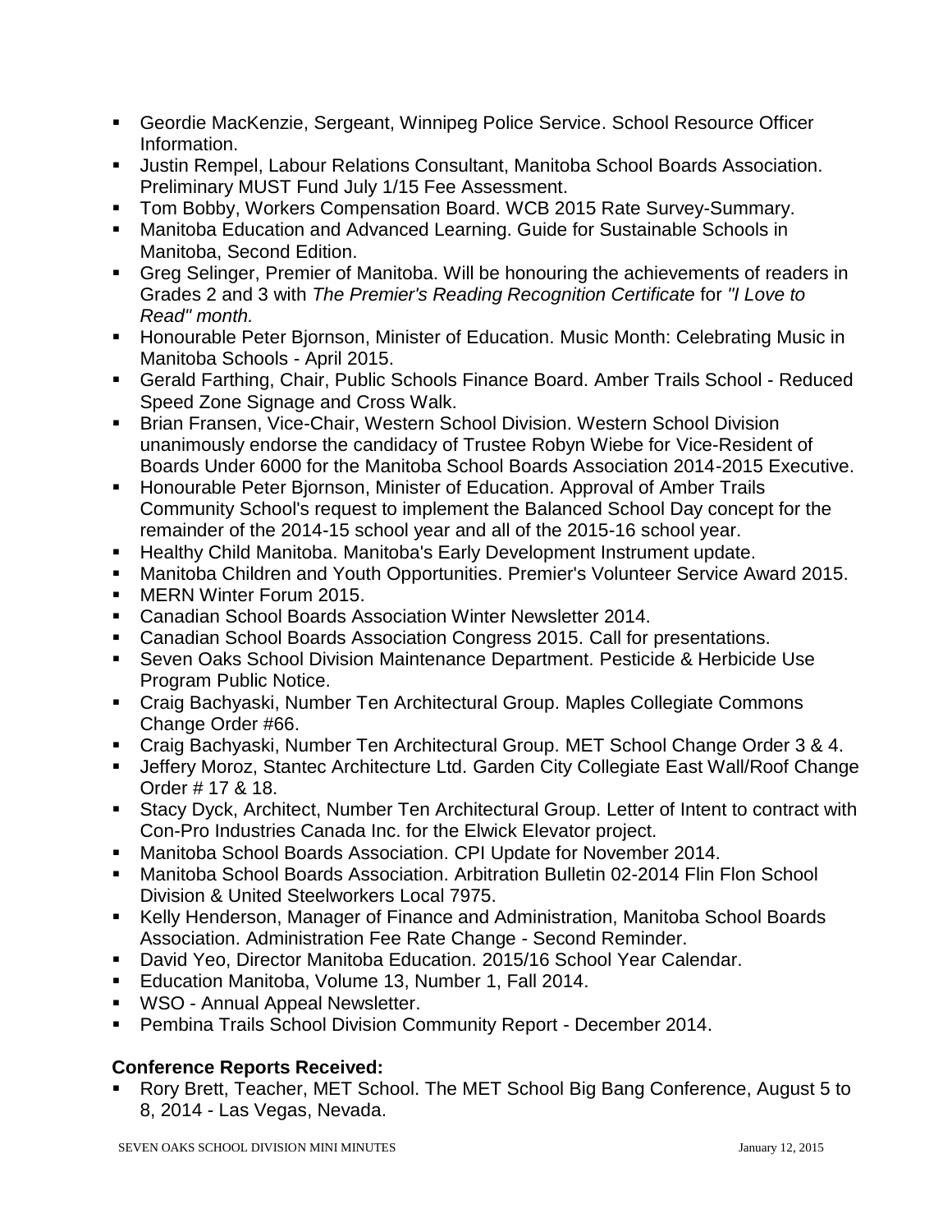- Geordie MacKenzie, Sergeant, Winnipeg Police Service. School Resource Officer Information.
- Justin Rempel, Labour Relations Consultant, Manitoba School Boards Association. Preliminary MUST Fund July 1/15 Fee Assessment.
- Tom Bobby, Workers Compensation Board. WCB 2015 Rate Survey-Summary.
- Manitoba Education and Advanced Learning. Guide for Sustainable Schools in Manitoba, Second Edition.
- Greg Selinger, Premier of Manitoba. Will be honouring the achievements of readers in Grades 2 and 3 with *The Premier's Reading Recognition Certificate* for *"I Love to Read" month.*
- Honourable Peter Bjornson, Minister of Education. Music Month: Celebrating Music in Manitoba Schools - April 2015.
- Gerald Farthing, Chair, Public Schools Finance Board. Amber Trails School - Reduced Speed Zone Signage and Cross Walk.
- Brian Fransen, Vice-Chair, Western School Division. Western School Division unanimously endorse the candidacy of Trustee Robyn Wiebe for Vice-Resident of Boards Under 6000 for the Manitoba School Boards Association 2014-2015 Executive.
- Honourable Peter Bjornson, Minister of Education. Approval of Amber Trails Community School's request to implement the Balanced School Day concept for the remainder of the 2014-15 school year and all of the 2015-16 school year.
- Healthy Child Manitoba. Manitoba's Early Development Instrument update.
- Manitoba Children and Youth Opportunities. Premier's Volunteer Service Award 2015.
- MERN Winter Forum 2015.
- Canadian School Boards Association Winter Newsletter 2014.
- Canadian School Boards Association Congress 2015. Call for presentations.
- Seven Oaks School Division Maintenance Department. Pesticide & Herbicide Use Program Public Notice.
- Craig Bachyaski, Number Ten Architectural Group. Maples Collegiate Commons Change Order #66.
- Craig Bachyaski, Number Ten Architectural Group. MET School Change Order 3 & 4.
- Jeffery Moroz, Stantec Architecture Ltd. Garden City Collegiate East Wall/Roof Change Order # 17 & 18.
- Stacy Dyck, Architect, Number Ten Architectural Group. Letter of Intent to contract with Con-Pro Industries Canada Inc. for the Elwick Elevator project.
- Manitoba School Boards Association. CPI Update for November 2014.
- Manitoba School Boards Association. Arbitration Bulletin 02-2014 Flin Flon School Division & United Steelworkers Local 7975.
- Kelly Henderson, Manager of Finance and Administration, Manitoba School Boards Association. Administration Fee Rate Change - Second Reminder.
- David Yeo, Director Manitoba Education. 2015/16 School Year Calendar.
- Education Manitoba, Volume 13, Number 1, Fall 2014.
- WSO - Annual Appeal Newsletter.
- Pembina Trails School Division Community Report - December 2014.

**Conference Reports Received:**

- Rory Brett, Teacher, MET School. The MET School Big Bang Conference, August 5 to 8, 2014 - Las Vegas, Nevada.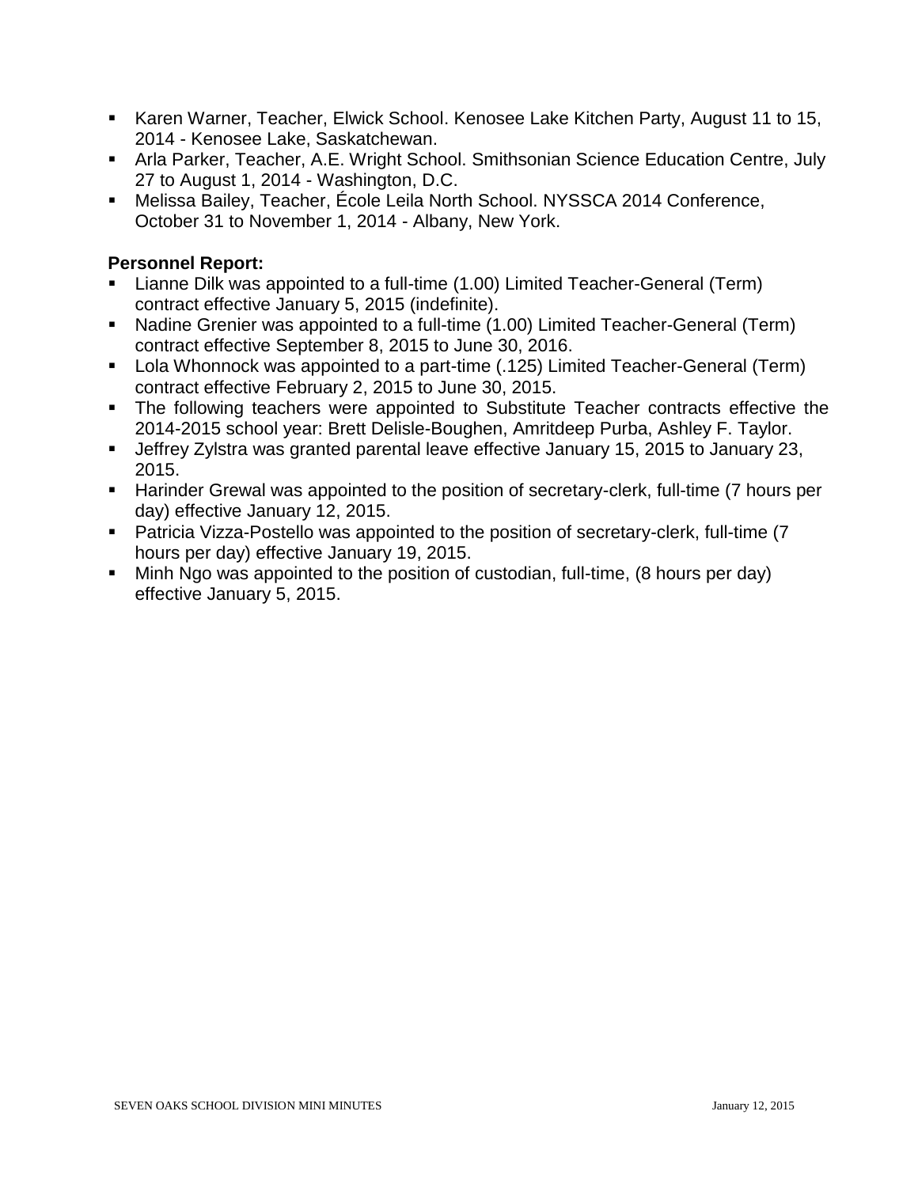- Karen Warner, Teacher, Elwick School. Kenosee Lake Kitchen Party, August 11 to 15, 2014 - Kenosee Lake, Saskatchewan.
- Arla Parker, Teacher, A.E. Wright School. Smithsonian Science Education Centre, July 27 to August 1, 2014 - Washington, D.C.
- Melissa Bailey, Teacher, École Leila North School. NYSSCA 2014 Conference, October 31 to November 1, 2014 - Albany, New York.

**Personnel Report:**

- Lianne Dilk was appointed to a full-time (1.00) Limited Teacher-General (Term) contract effective January 5, 2015 (indefinite).
- Nadine Grenier was appointed to a full-time (1.00) Limited Teacher-General (Term) contract effective September 8, 2015 to June 30, 2016.
- Lola Whonnock was appointed to a part-time (.125) Limited Teacher-General (Term) contract effective February 2, 2015 to June 30, 2015.
- The following teachers were appointed to Substitute Teacher contracts effective the 2014-2015 school year: Brett Delisle-Boughen, Amritdeep Purba, Ashley F. Taylor.
- Jeffrey Zylstra was granted parental leave effective January 15, 2015 to January 23, 2015.
- Harinder Grewal was appointed to the position of secretary-clerk, full-time (7 hours per day) effective January 12, 2015.
- Patricia Vizza-Postello was appointed to the position of secretary-clerk, full-time (7 hours per day) effective January 19, 2015.
- Minh Ngo was appointed to the position of custodian, full-time, (8 hours per day) effective January 5, 2015.